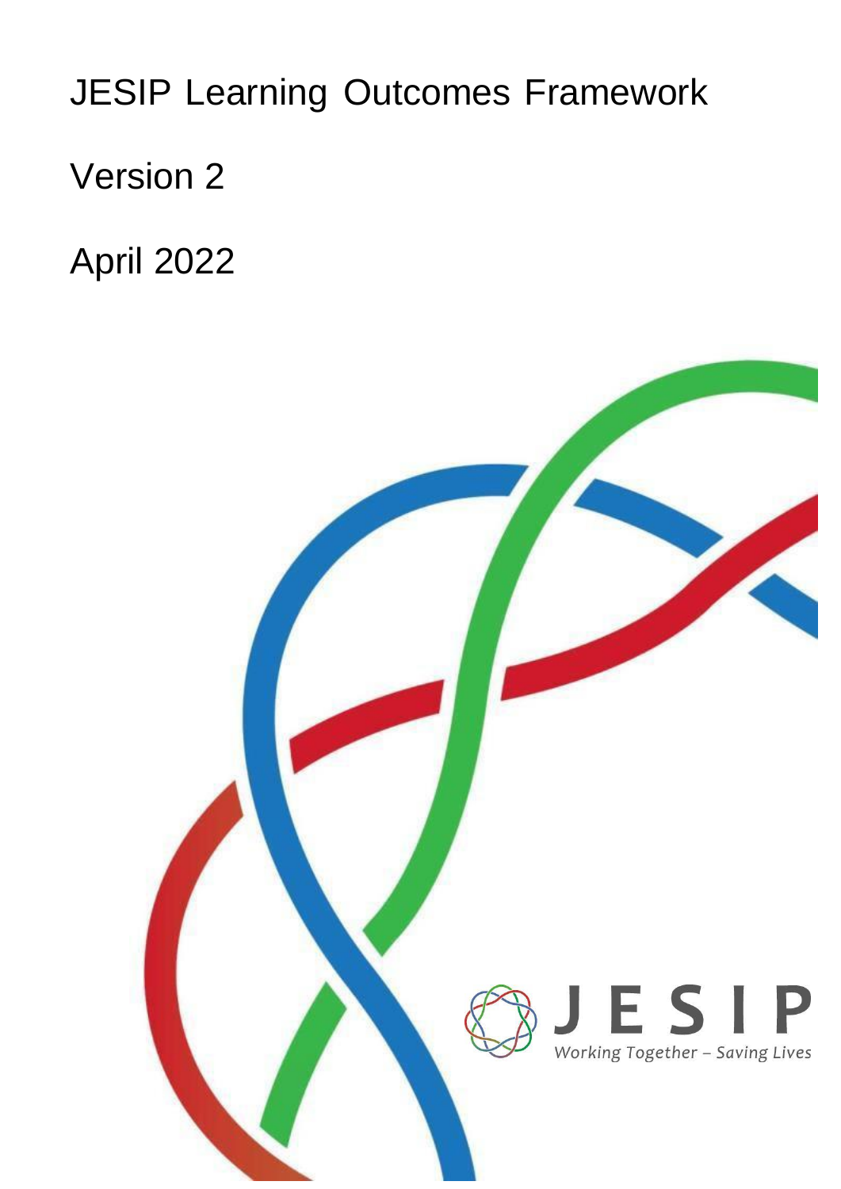# JESIP Learning Outcomes Framework

Version 2

April 2022

JESIP

Working Together – Saving Lives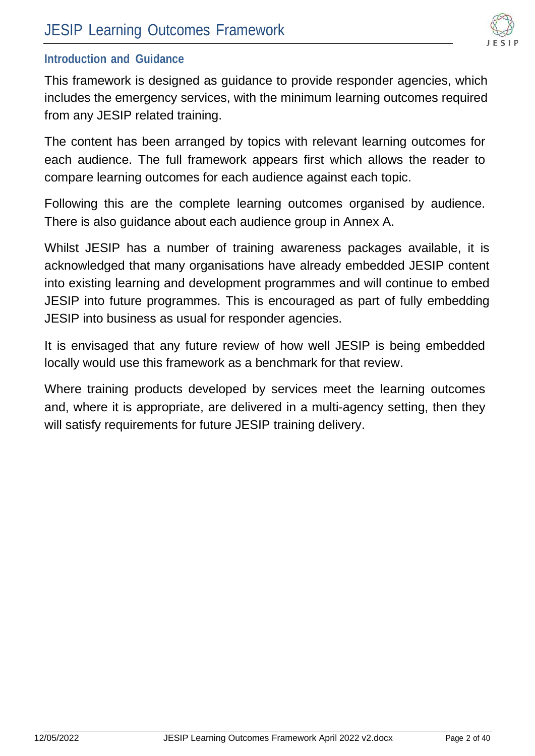## Introduction and Guidance

This framework is designed as guidance to provide responder agencies, which includes the emergency services, with the minimum learning outcomes required from any JESIP related training.

The content has been arranged by topics with relevant learning outcomes for each audience. The full framework appears first which allows the reader to compare learning outcomes for each audience against each topic.

Following this are the complete learning outcomes organised by audience. There is also guidance about each audience group in Annex A.

Whilst JESIP has a number of training awareness packages available, it is acknowledged that many organisations have already embedded JESIP content into existing learning and development programmes and will continue to embed JESIP into future programmes. This is encouraged as part of fully embedding JESIP into business as usual for responder agencies.

It is envisaged that any future review of how well JESIP is being embedded locally would use this framework as a benchmark for that review.

Where training products developed by services meet the learning outcomes and, where it is appropriate, are delivered in a multi-agency setting, then they will satisfy requirements for future JESIP training delivery.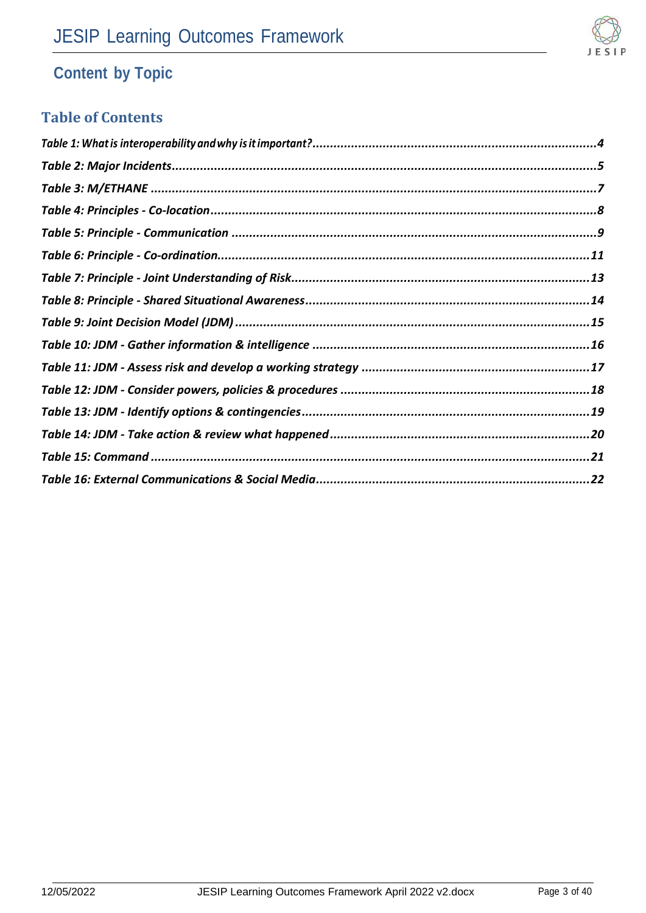## Content by Topic

### Table of Contents

*Table 1: What is interoperability and why is it important?....4*
*Table 2: Major Incidents....5*
*Table 3: M/ETHANE....7*
*Table 4: Principles - Co-location....8*
*Table 5: Principle - Communication....9*
*Table 6: Principle - Co-ordination....11*
*Table 7: Principle - Joint Understanding of Risk....13*
*Table 8: Principle - Shared Situational Awareness....14*
*Table 9: Joint Decision Model (JDM)....15*
*Table 10: JDM - Gather information & intelligence....16*
*Table 11: JDM - Assess risk and develop a working strategy....17*
*Table 12: JDM - Consider powers, policies & procedures....18*
*Table 13: JDM - Identify options & contingencies....19*
*Table 14: JDM - Take action & review what happened....20*
*Table 15: Command....21*
*Table 16: External Communications & Social Media....22*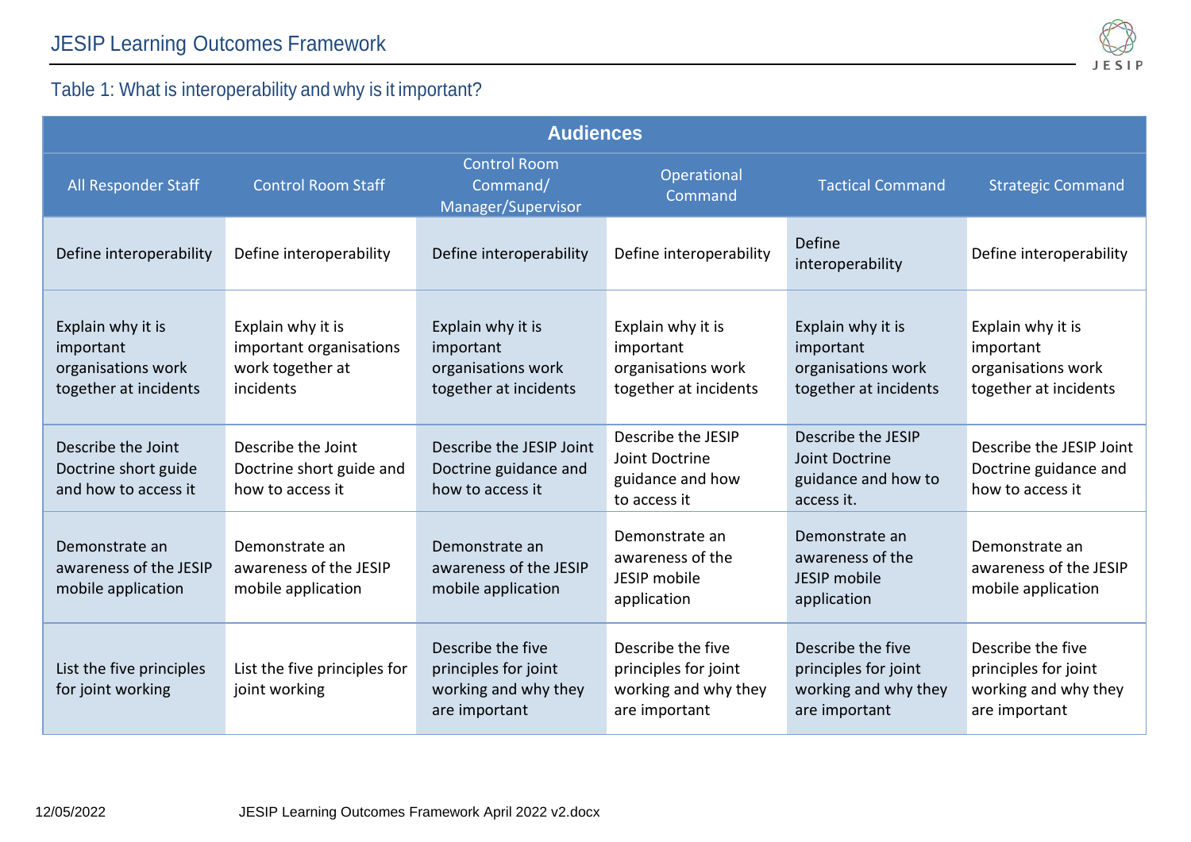## Table 1: What is interoperability and why is it important?

| Audiences | | | | | |
|---|---|---|---|---|---|
| All Responder Staff | Control Room Staff | Control Room Command/ Manager/Supervisor | Operational Command | Tactical Command | Strategic Command |
| Define interoperability | Define interoperability | Define interoperability | Define interoperability | Define interoperability | Define interoperability |
| Explain why it is important organisations work together at incidents | Explain why it is important organisations work together at incidents | Explain why it is important organisations work together at incidents | Explain why it is important organisations work together at incidents | Explain why it is important organisations work together at incidents | Explain why it is important organisations work together at incidents |
| Describe the Joint Doctrine short guide and how to access it | Describe the Joint Doctrine short guide and how to access it | Describe the JESIP Joint Doctrine guidance and how to access it | Describe the JESIP Joint Doctrine guidance and how to access it | Describe the JESIP Joint Doctrine guidance and how to access it. | Describe the JESIP Joint Doctrine guidance and how to access it |
| Demonstrate an awareness of the JESIP mobile application | Demonstrate an awareness of the JESIP mobile application | Demonstrate an awareness of the JESIP mobile application | Demonstrate an awareness of the JESIP mobile application | Demonstrate an awareness of the JESIP mobile application | Demonstrate an awareness of the JESIP mobile application |
| List the five principles for joint working | List the five principles for joint working | Describe the five principles for joint working and why they are important | Describe the five principles for joint working and why they are important | Describe the five principles for joint working and why they are important | Describe the five principles for joint working and why they are important |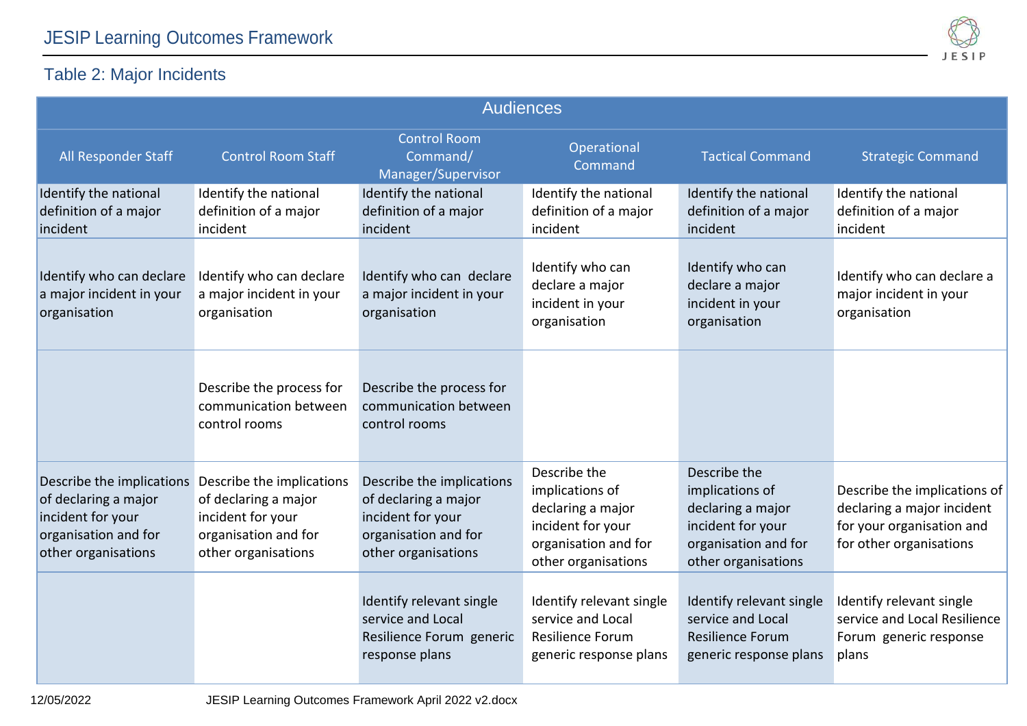## Table 2: Major Incidents

| Audiences | | | | | |
|---|---|---|---|---|---|
| All Responder Staff | Control Room Staff | Control Room Command/ Manager/Supervisor | Operational Command | Tactical Command | Strategic Command |
| Identify the national definition of a major incident | Identify the national definition of a major incident | Identify the national definition of a major incident | Identify the national definition of a major incident | Identify the national definition of a major incident | Identify the national definition of a major incident |
| Identify who can declare a major incident in your organisation | Identify who can declare a major incident in your organisation | Identify who can declare a major incident in your organisation | Identify who can declare a major incident in your organisation | Identify who can declare a major incident in your organisation | Identify who can declare a major incident in your organisation |
| | Describe the process for communication between control rooms | Describe the process for communication between control rooms | | | |
| Describe the implications of declaring a major incident for your organisation and for other organisations | Describe the implications of declaring a major incident for your organisation and for other organisations | Describe the implications of declaring a major incident for your organisation and for other organisations | Describe the implications of declaring a major incident for your organisation and for other organisations | Describe the implications of declaring a major incident for your organisation and for other organisations | Describe the implications of declaring a major incident for your organisation and for other organisations |
| | | Identify relevant single service and Local Resilience Forum generic response plans | Identify relevant single service and Local Resilience Forum generic response plans | Identify relevant single service and Local Resilience Forum generic response plans | Identify relevant single service and Local Resilience Forum generic response plans |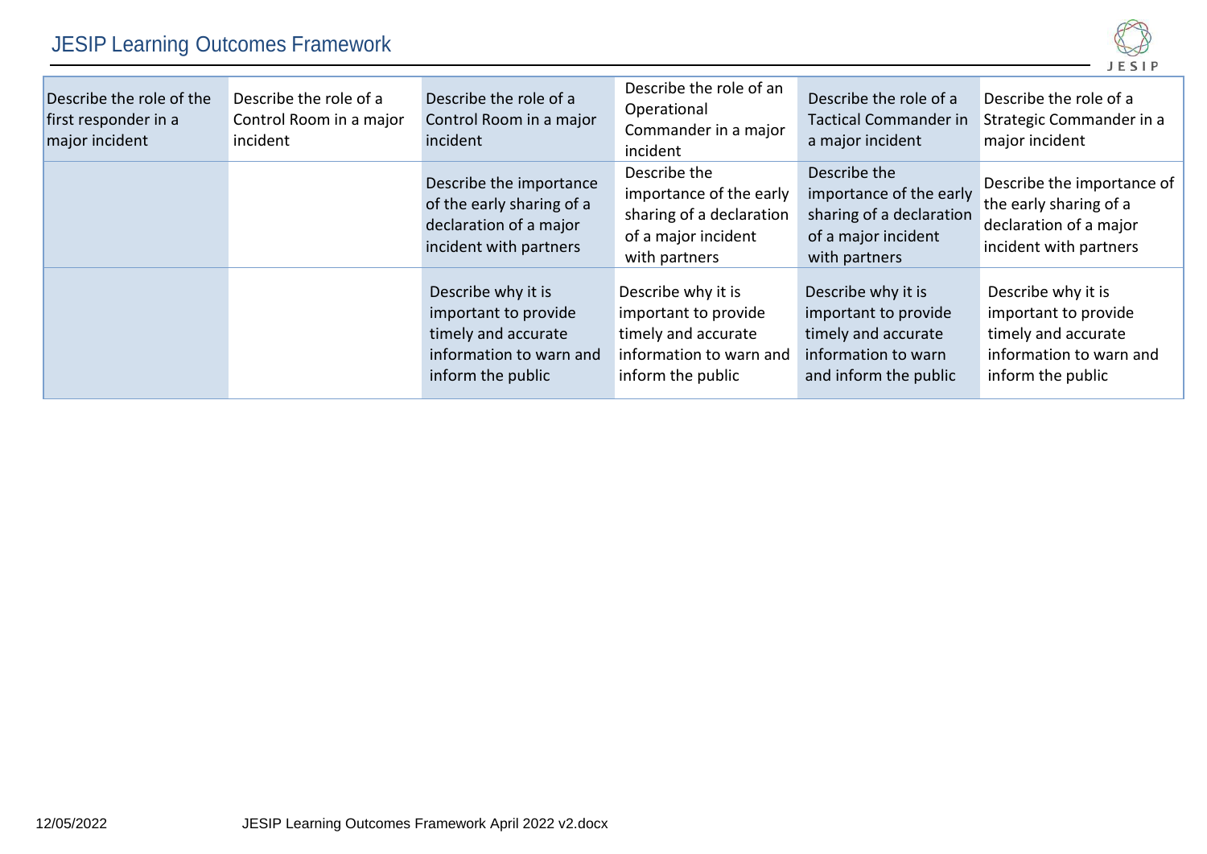| Describe the role of the first responder in a major incident | Describe the role of a Control Room in a major incident | Describe the role of a Control Room in a major incident | Describe the role of an Operational Commander in a major incident | Describe the role of a Tactical Commander in a major incident | Describe the role of a Strategic Commander in a major incident |
|---|---|---|---|---|---|
| | | Describe the importance of the early sharing of a declaration of a major incident with partners | Describe the importance of the early sharing of a declaration of a major incident with partners | Describe the importance of the early sharing of a declaration of a major incident with partners | Describe the importance of the early sharing of a declaration of a major incident with partners |
| | | Describe why it is important to provide timely and accurate information to warn and inform the public | Describe why it is important to provide timely and accurate information to warn and inform the public | Describe why it is important to provide timely and accurate information to warn and inform the public | Describe why it is important to provide timely and accurate information to warn and inform the public |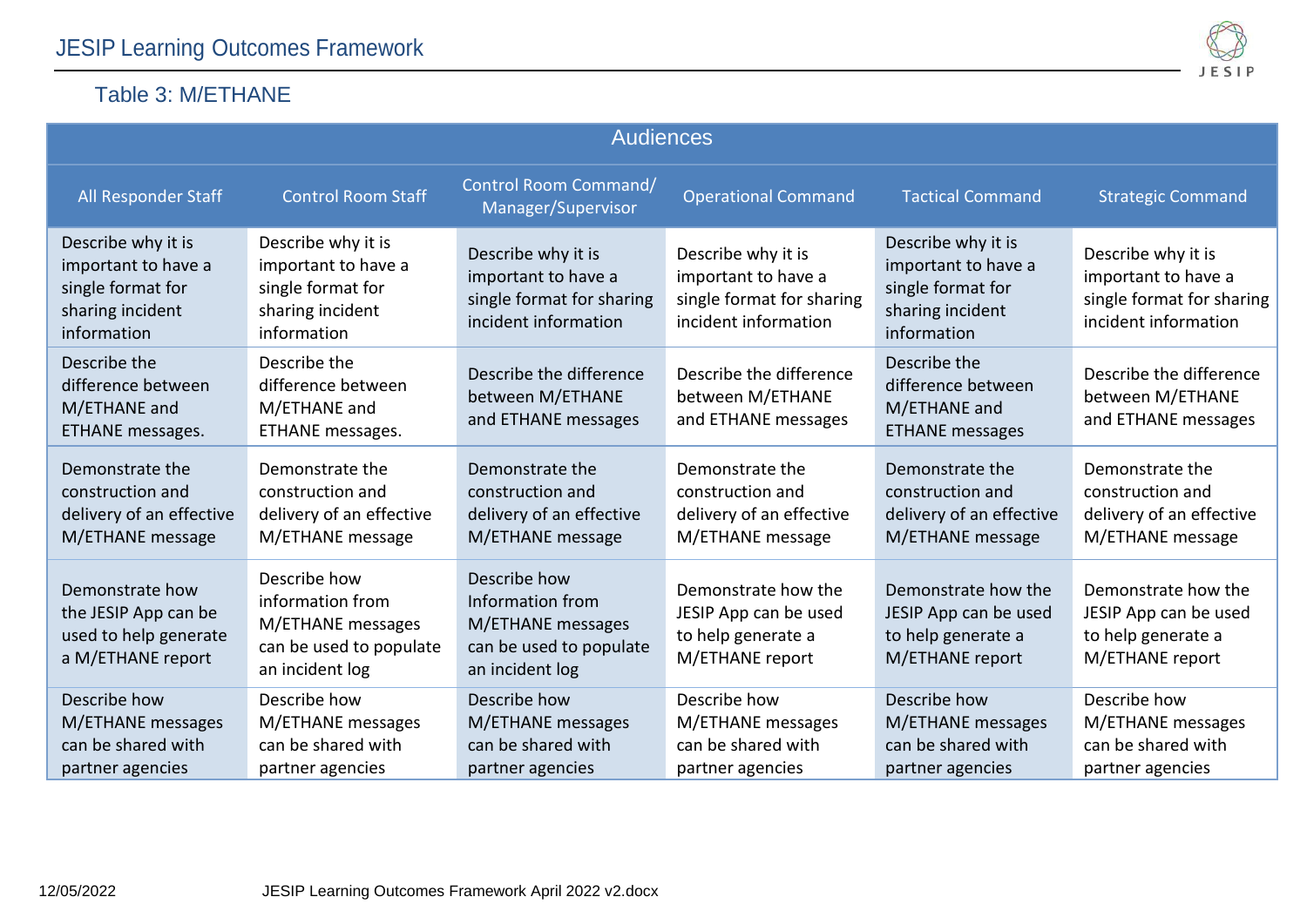## Table 3: M/ETHANE

| Audiences | | | | | |
|---|---|---|---|---|---|
| All Responder Staff | Control Room Staff | Control Room Command/ Manager/Supervisor | Operational Command | Tactical Command | Strategic Command |
| Describe why it is important to have a single format for sharing incident information | Describe why it is important to have a single format for sharing incident information | Describe why it is important to have a single format for sharing incident information | Describe why it is important to have a single format for sharing incident information | Describe why it is important to have a single format for sharing incident information | Describe why it is important to have a single format for sharing incident information |
| Describe the difference between M/ETHANE and ETHANE messages. | Describe the difference between M/ETHANE and ETHANE messages. | Describe the difference between M/ETHANE and ETHANE messages | Describe the difference between M/ETHANE and ETHANE messages | Describe the difference between M/ETHANE and ETHANE messages | Describe the difference between M/ETHANE and ETHANE messages |
| Demonstrate the construction and delivery of an effective M/ETHANE message | Demonstrate the construction and delivery of an effective M/ETHANE message | Demonstrate the construction and delivery of an effective M/ETHANE message | Demonstrate the construction and delivery of an effective M/ETHANE message | Demonstrate the construction and delivery of an effective M/ETHANE message | Demonstrate the construction and delivery of an effective M/ETHANE message |
| Demonstrate how the JESIP App can be used to help generate a M/ETHANE report | Describe how information from M/ETHANE messages can be used to populate an incident log | Describe how Information from M/ETHANE messages can be used to populate an incident log | Demonstrate how the JESIP App can be used to help generate a M/ETHANE report | Demonstrate how the JESIP App can be used to help generate a M/ETHANE report | Demonstrate how the JESIP App can be used to help generate a M/ETHANE report |
| Describe how M/ETHANE messages can be shared with partner agencies | Describe how M/ETHANE messages can be shared with partner agencies | Describe how M/ETHANE messages can be shared with partner agencies | Describe how M/ETHANE messages can be shared with partner agencies | Describe how M/ETHANE messages can be shared with partner agencies | Describe how M/ETHANE messages can be shared with partner agencies |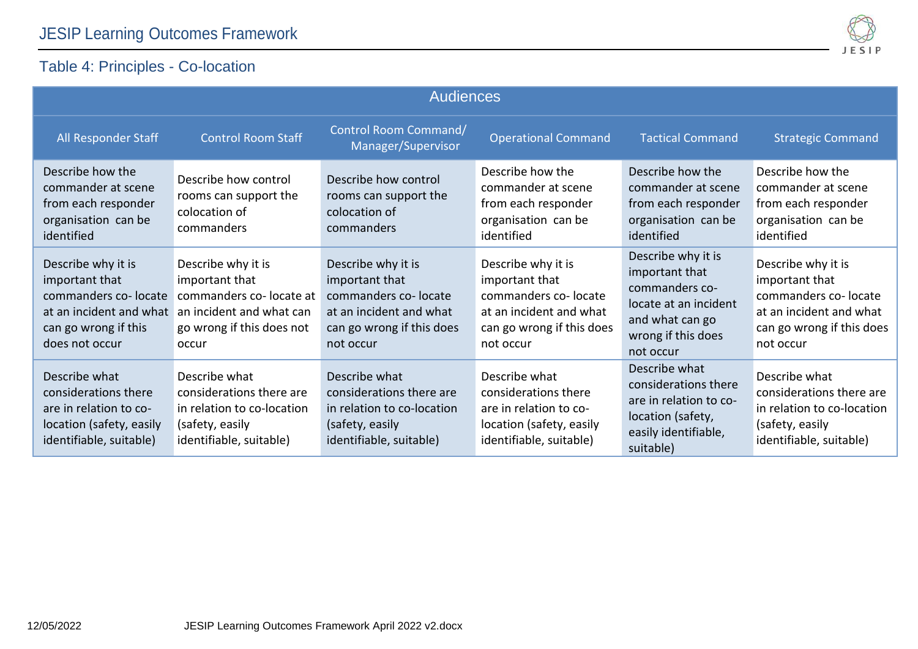## Table 4: Principles - Co-location

| Audiences | | | | | |
|---|---|---|---|---|---|
| All Responder Staff | Control Room Staff | Control Room Command/ Manager/Supervisor | Operational Command | Tactical Command | Strategic Command |
| Describe how the commander at scene from each responder organisation can be identified | Describe how control rooms can support the colocation of commanders | Describe how control rooms can support the colocation of commanders | Describe how the commander at scene from each responder organisation can be identified | Describe how the commander at scene from each responder organisation can be identified | Describe how the commander at scene from each responder organisation can be identified |
| Describe why it is important that commanders co- locate at an incident and what can go wrong if this does not occur | Describe why it is important that commanders co- locate at an incident and what can go wrong if this does not occur | Describe why it is important that commanders co- locate at an incident and what can go wrong if this does not occur | Describe why it is important that commanders co- locate at an incident and what can go wrong if this does not occur | Describe why it is important that commanders co-locate at an incident and what can go wrong if this does not occur | Describe why it is important that commanders co- locate at an incident and what can go wrong if this does not occur |
| Describe what considerations there are in relation to co-location (safety, easily identifiable, suitable) | Describe what considerations there are in relation to co-location (safety, easily identifiable, suitable) | Describe what considerations there are in relation to co-location (safety, easily identifiable, suitable) | Describe what considerations there are in relation to co-location (safety, easily identifiable, suitable) | Describe what considerations there are in relation to co-location (safety, easily identifiable, suitable) | Describe what considerations there are in relation to co-location (safety, easily identifiable, suitable) |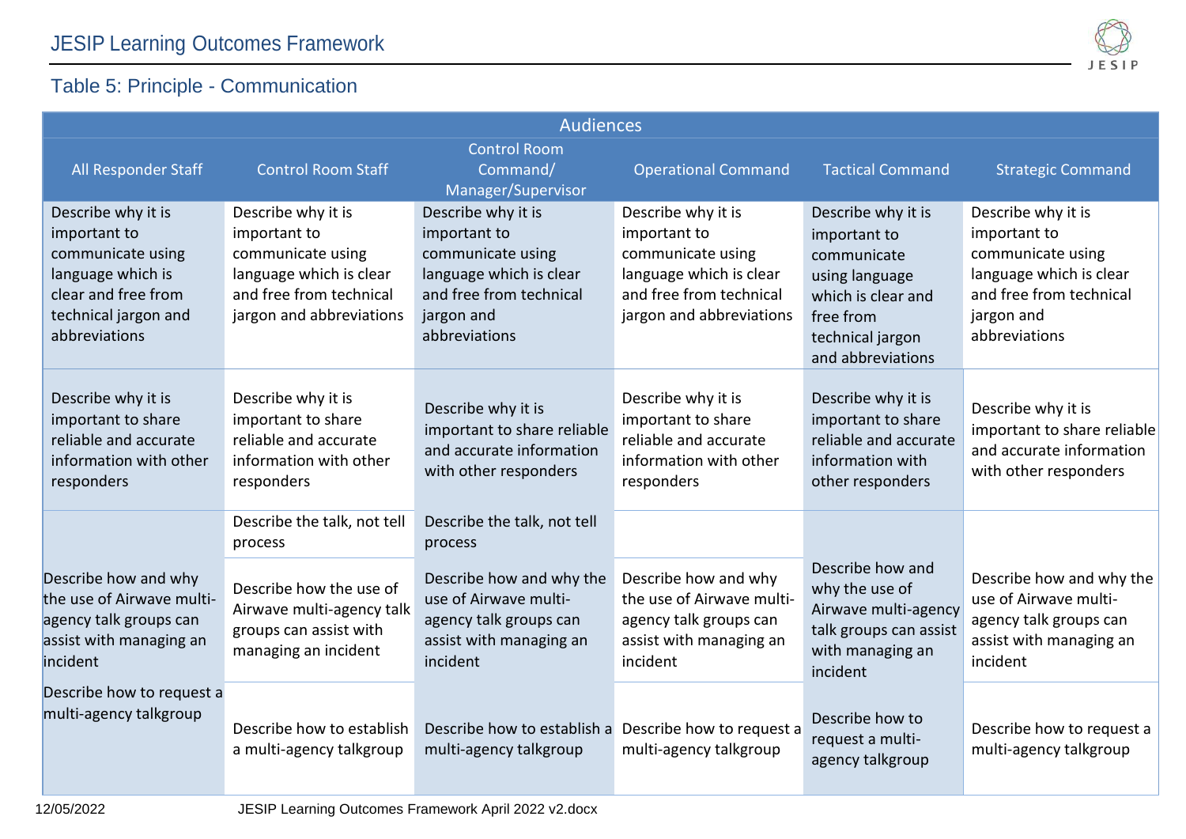## Table 5: Principle - Communication

| Audiences | | | | | |
|---|---|---|---|---|---|
| All Responder Staff | Control Room Staff | Control Room Command/ Manager/Supervisor | Operational Command | Tactical Command | Strategic Command |
| Describe why it is important to communicate using language which is clear and free from technical jargon and abbreviations | Describe why it is important to communicate using language which is clear and free from technical jargon and abbreviations | Describe why it is important to communicate using language which is clear and free from technical jargon and abbreviations | Describe why it is important to communicate using language which is clear and free from technical jargon and abbreviations | Describe why it is important to communicate using language which is clear and free from technical jargon and abbreviations | Describe why it is important to communicate using language which is clear and free from technical jargon and abbreviations |
| Describe why it is important to share reliable and accurate information with other responders | Describe why it is important to share reliable and accurate information with other responders | Describe why it is important to share reliable and accurate information with other responders | Describe why it is important to share reliable and accurate information with other responders | Describe why it is important to share reliable and accurate information with other responders | Describe why it is important to share reliable and accurate information with other responders |
| | Describe the talk, not tell process | Describe the talk, not tell process | | | |
| Describe how and why the use of Airwave multi-agency talk groups can assist with managing an incident | Describe how the use of Airwave multi-agency talk groups can assist with managing an incident | Describe how and why the use of Airwave multi-agency talk groups can assist with managing an incident | Describe how and why the use of Airwave multi-agency talk groups can assist with managing an incident | Describe how and why the use of Airwave multi-agency talk groups can assist with managing an incident | Describe how and why the use of Airwave multi-agency talk groups can assist with managing an incident |
| Describe how to request a multi-agency talkgroup | Describe how to establish a multi-agency talkgroup | Describe how to establish a multi-agency talkgroup | Describe how to request a multi-agency talkgroup | Describe how to request a multi-agency talkgroup | Describe how to request a multi-agency talkgroup |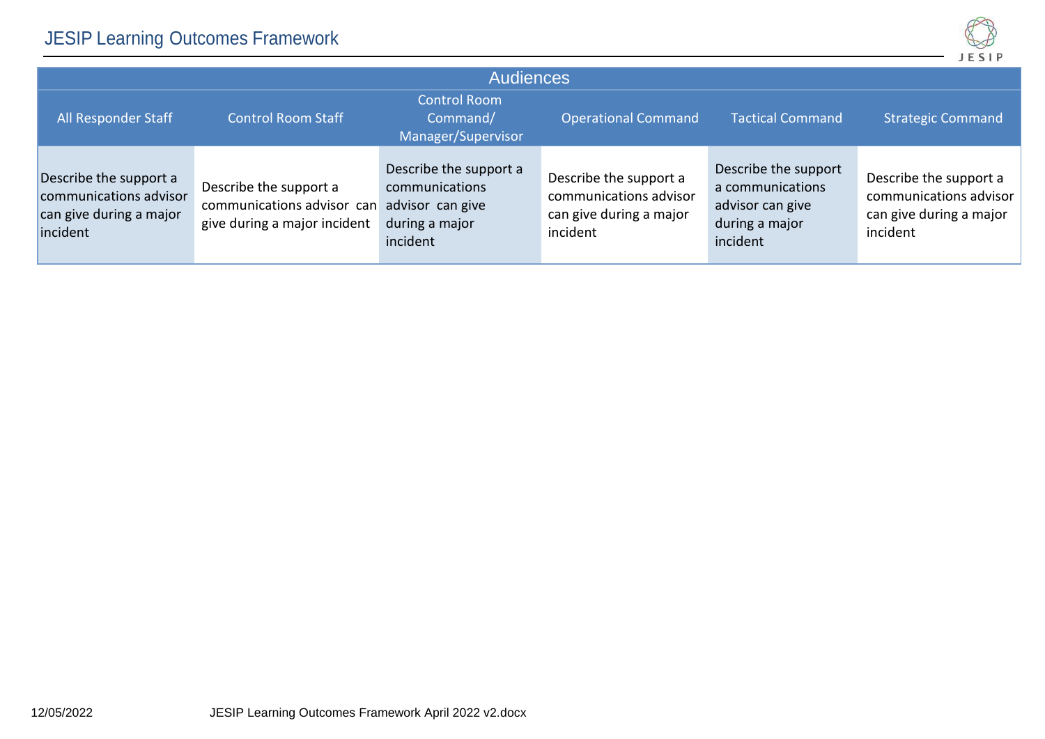| Audiences | | | | | |
|---|---|---|---|---|---|
| All Responder Staff | Control Room Staff | Control Room Command/ Manager/Supervisor | Operational Command | Tactical Command | Strategic Command |
| Describe the support a communications advisor can give during a major incident | Describe the support a communications advisor can give during a major incident | Describe the support a communications advisor can give during a major incident | Describe the support a communications advisor can give during a major incident | Describe the support a communications advisor can give during a major incident | Describe the support a communications advisor can give during a major incident |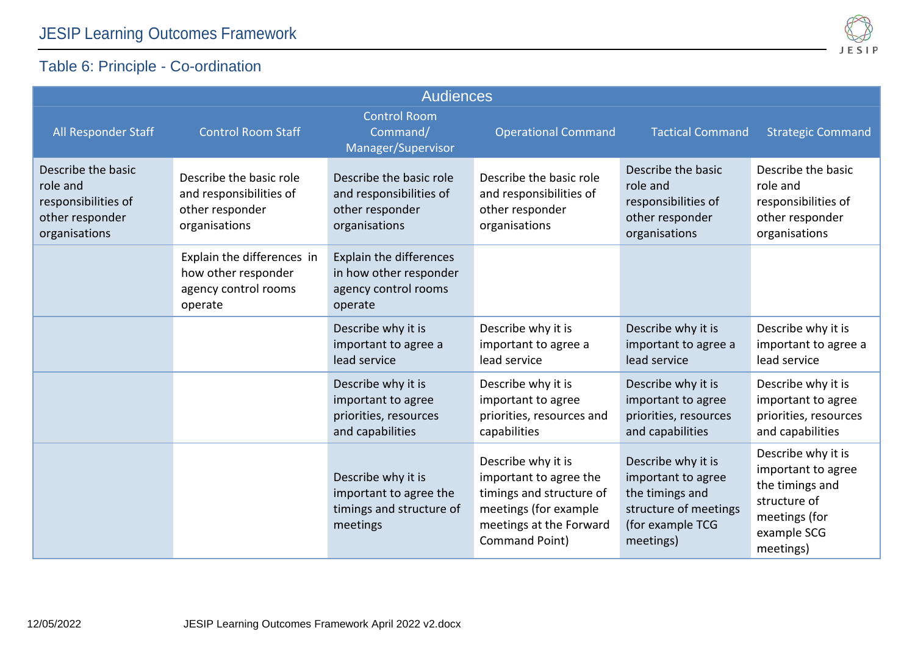## Table 6: Principle - Co-ordination

| Audiences | | | | | |
|---|---|---|---|---|---|
| All Responder Staff | Control Room Staff | Control Room Command/ Manager/Supervisor | Operational Command | Tactical Command | Strategic Command |
| Describe the basic role and responsibilities of other responder organisations | Describe the basic role and responsibilities of other responder organisations | Describe the basic role and responsibilities of other responder organisations | Describe the basic role and responsibilities of other responder organisations | Describe the basic role and responsibilities of other responder organisations | Describe the basic role and responsibilities of other responder organisations |
| | Explain the differences in how other responder agency control rooms operate | Explain the differences in how other responder agency control rooms operate | | | |
| | | Describe why it is important to agree a lead service | Describe why it is important to agree a lead service | Describe why it is important to agree a lead service | Describe why it is important to agree a lead service |
| | | Describe why it is important to agree priorities, resources and capabilities | Describe why it is important to agree priorities, resources and capabilities | Describe why it is important to agree priorities, resources and capabilities | Describe why it is important to agree priorities, resources and capabilities |
| | | Describe why it is important to agree the timings and structure of meetings | Describe why it is important to agree the timings and structure of meetings (for example meetings at the Forward Command Point) | Describe why it is important to agree the timings and structure of meetings (for example TCG meetings) | Describe why it is important to agree the timings and structure of meetings (for example SCG meetings) |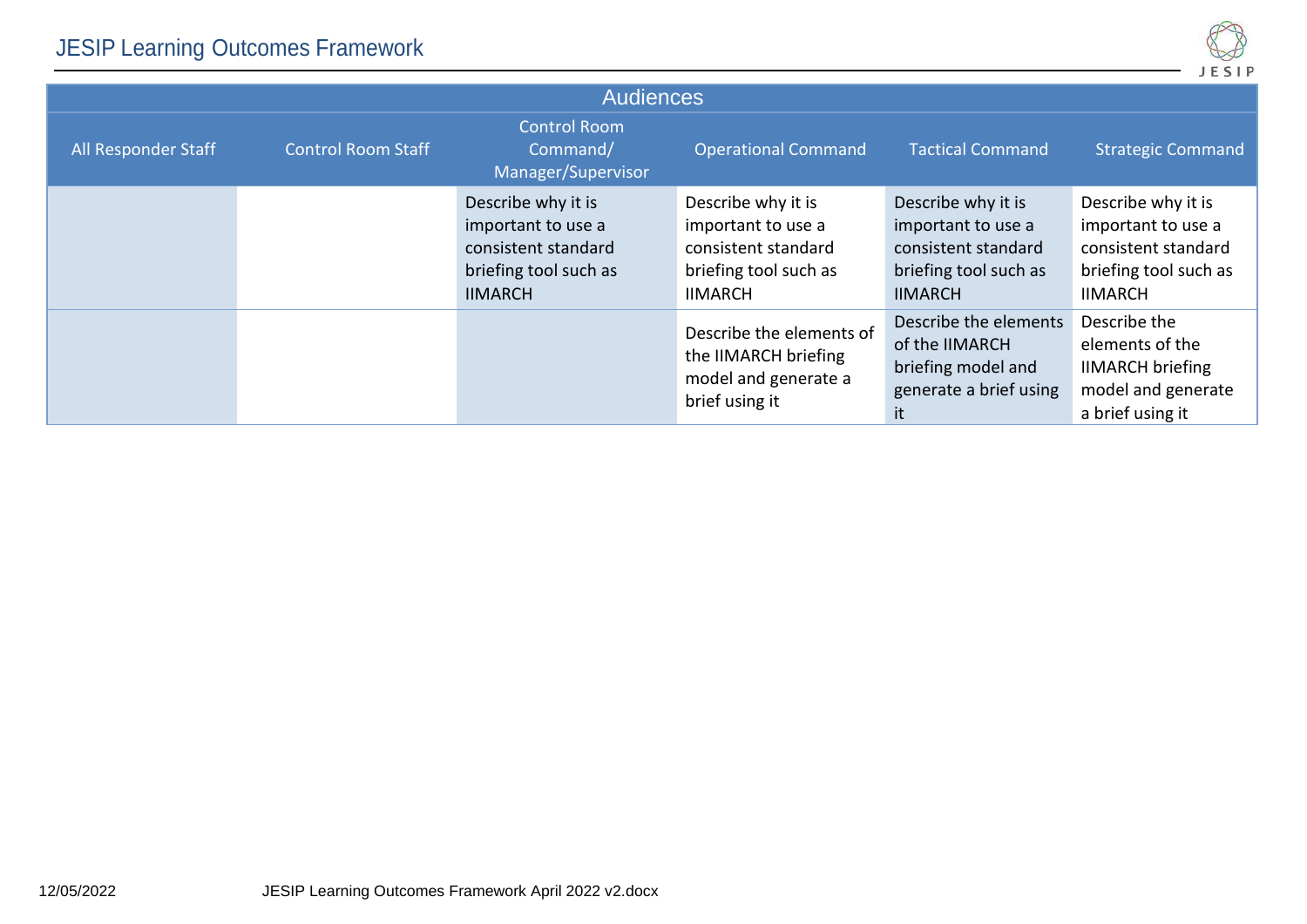| Audiences | | | | | |
|---|---|---|---|---|---|
| All Responder Staff | Control Room Staff | Control Room Command/ Manager/Supervisor | Operational Command | Tactical Command | Strategic Command |
| | | Describe why it is important to use a consistent standard briefing tool such as IIMARCH | Describe why it is important to use a consistent standard briefing tool such as IIMARCH | Describe why it is important to use a consistent standard briefing tool such as IIMARCH | Describe why it is important to use a consistent standard briefing tool such as IIMARCH |
| | | | Describe the elements of the IIMARCH briefing model and generate a brief using it | Describe the elements of the IIMARCH briefing model and generate a brief using it | Describe the elements of the IIMARCH briefing model and generate a brief using it |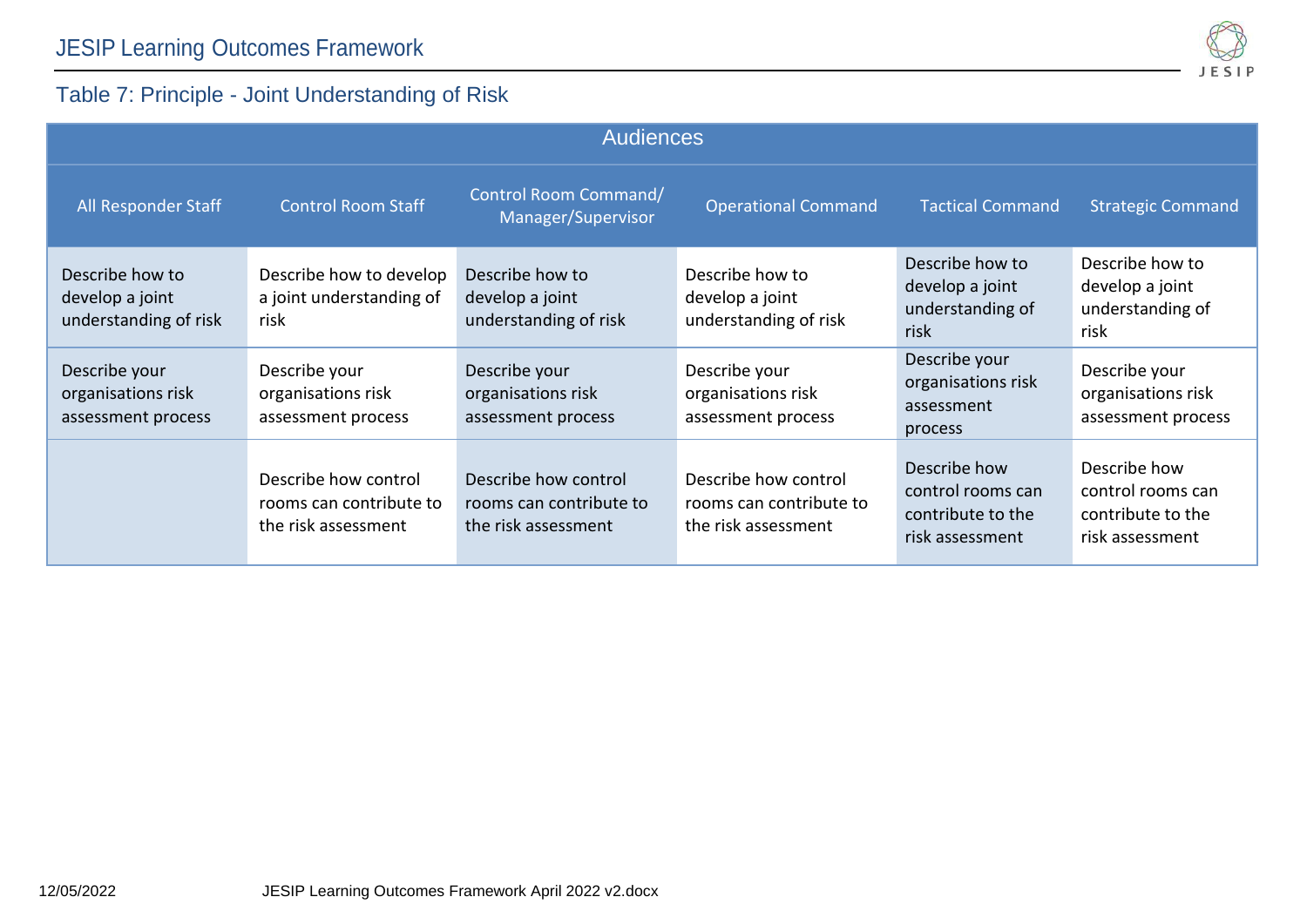## Table 7: Principle - Joint Understanding of Risk

| Audiences | | | | | |
|---|---|---|---|---|---|
| All Responder Staff | Control Room Staff | Control Room Command/ Manager/Supervisor | Operational Command | Tactical Command | Strategic Command |
| Describe how to develop a joint understanding of risk | Describe how to develop a joint understanding of risk | Describe how to develop a joint understanding of risk | Describe how to develop a joint understanding of risk | Describe how to develop a joint understanding of risk | Describe how to develop a joint understanding of risk |
| Describe your organisations risk assessment process | Describe your organisations risk assessment process | Describe your organisations risk assessment process | Describe your organisations risk assessment process | Describe your organisations risk assessment process | Describe your organisations risk assessment process |
| | Describe how control rooms can contribute to the risk assessment | Describe how control rooms can contribute to the risk assessment | Describe how control rooms can contribute to the risk assessment | Describe how control rooms can contribute to the risk assessment | Describe how control rooms can contribute to the risk assessment |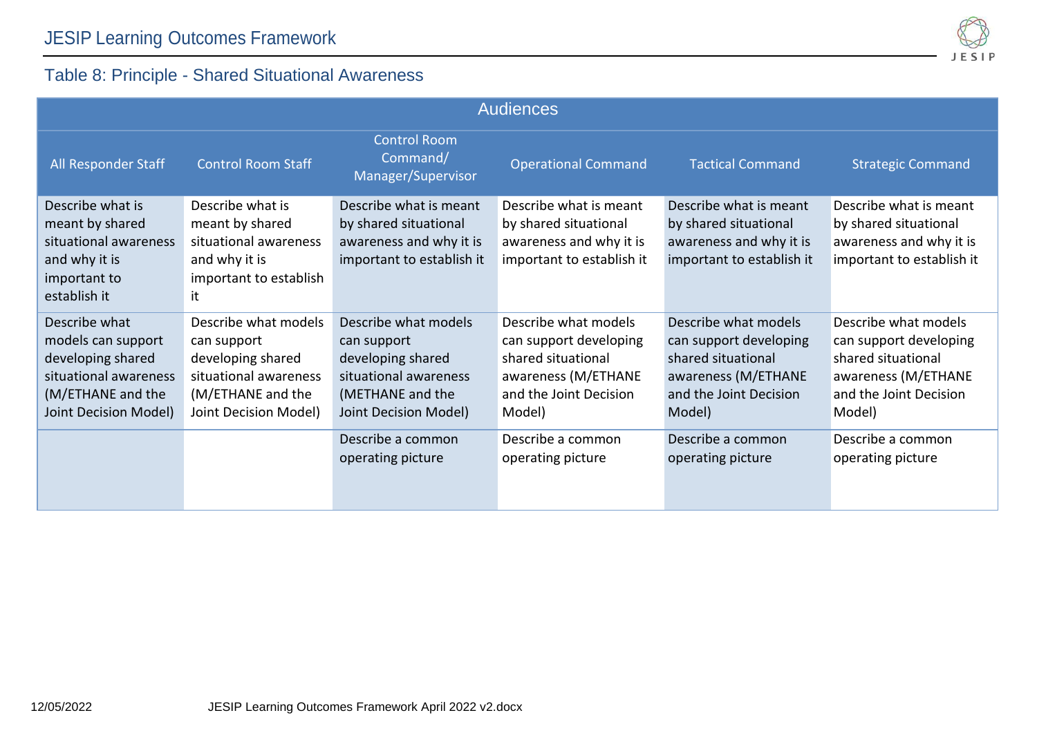## Table 8: Principle - Shared Situational Awareness

| Audiences | | | | | |
|---|---|---|---|---|---|
| All Responder Staff | Control Room Staff | Control Room Command/ Manager/Supervisor | Operational Command | Tactical Command | Strategic Command |
| Describe what is meant by shared situational awareness and why it is important to establish it | Describe what is meant by shared situational awareness and why it is important to establish it | Describe what is meant by shared situational awareness and why it is important to establish it | Describe what is meant by shared situational awareness and why it is important to establish it | Describe what is meant by shared situational awareness and why it is important to establish it | Describe what is meant by shared situational awareness and why it is important to establish it |
| Describe what models can support developing shared situational awareness (M/ETHANE and the Joint Decision Model) | Describe what models can support developing shared situational awareness (M/ETHANE and the Joint Decision Model) | Describe what models can support developing shared situational awareness (METHANE and the Joint Decision Model) | Describe what models can support developing shared situational awareness (M/ETHANE and the Joint Decision Model) | Describe what models can support developing shared situational awareness (M/ETHANE and the Joint Decision Model) | Describe what models can support developing shared situational awareness (M/ETHANE and the Joint Decision Model) |
| | | Describe a common operating picture | Describe a common operating picture | Describe a common operating picture | Describe a common operating picture |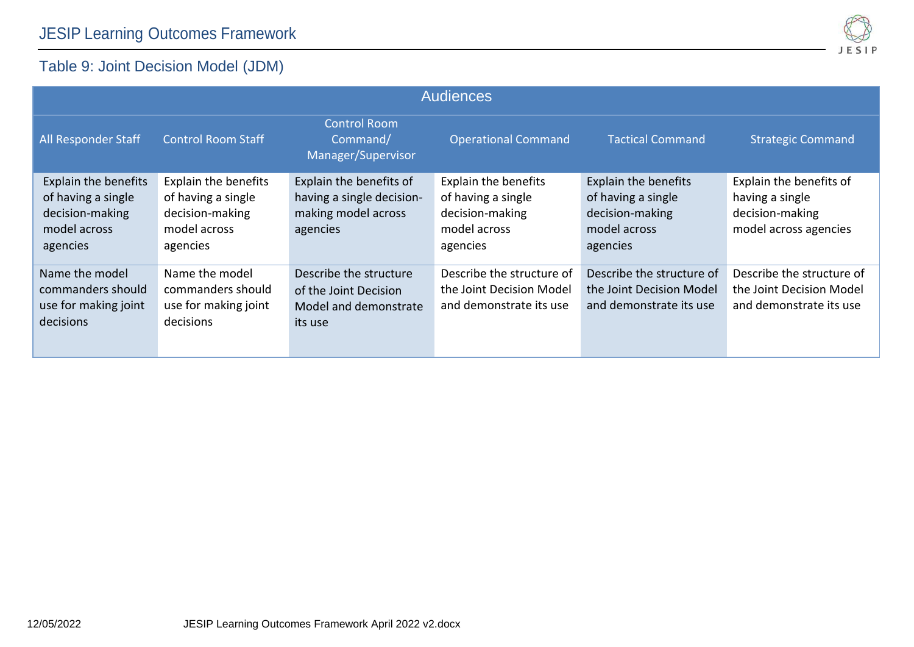## Table 9: Joint Decision Model (JDM)

| Audiences | | | | | |
|---|---|---|---|---|---|
| All Responder Staff | Control Room Staff | Control Room Command/ Manager/Supervisor | Operational Command | Tactical Command | Strategic Command |
| Explain the benefits of having a single decision-making model across agencies | Explain the benefits of having a single decision-making model across agencies | Explain the benefits of having a single decision-making model across agencies | Explain the benefits of having a single decision-making model across agencies | Explain the benefits of having a single decision-making model across agencies | Explain the benefits of having a single decision-making model across agencies |
| Name the model commanders should use for making joint decisions | Name the model commanders should use for making joint decisions | Describe the structure of the Joint Decision Model and demonstrate its use | Describe the structure of the Joint Decision Model and demonstrate its use | Describe the structure of the Joint Decision Model and demonstrate its use | Describe the structure of the Joint Decision Model and demonstrate its use |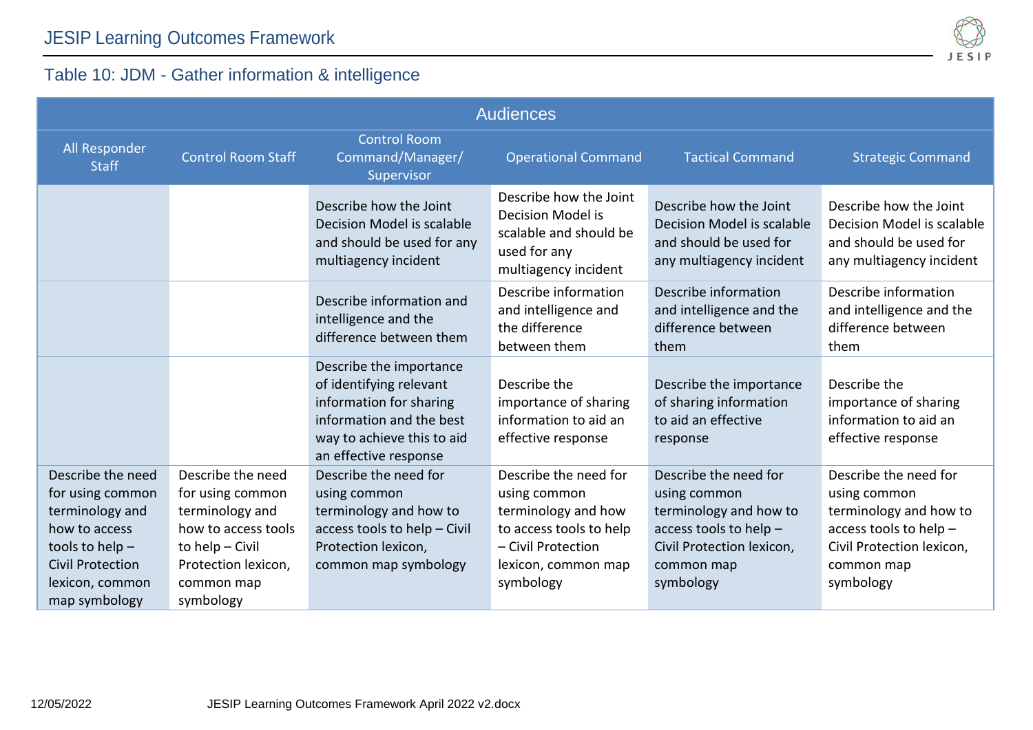## Table 10: JDM - Gather information & intelligence

| Audiences | | | | | |
|---|---|---|---|---|---|
| All Responder Staff | Control Room Staff | Control Room Command/Manager/ Supervisor | Operational Command | Tactical Command | Strategic Command |
| | | Describe how the Joint Decision Model is scalable and should be used for any multiagency incident | Describe how the Joint Decision Model is scalable and should be used for any multiagency incident | Describe how the Joint Decision Model is scalable and should be used for any multiagency incident | Describe how the Joint Decision Model is scalable and should be used for any multiagency incident |
| | | Describe information and intelligence and the difference between them | Describe information and intelligence and the difference between them | Describe information and intelligence and the difference between them | Describe information and intelligence and the difference between them |
| | | Describe the importance of identifying relevant information for sharing information and the best way to achieve this to aid an effective response | Describe the importance of sharing information to aid an effective response | Describe the importance of sharing information to aid an effective response | Describe the importance of sharing information to aid an effective response |
| Describe the need for using common terminology and how to access tools to help – Civil Protection lexicon, common map symbology | Describe the need for using common terminology and how to access tools to help – Civil Protection lexicon, common map symbology | Describe the need for using common terminology and how to access tools to help – Civil Protection lexicon, common map symbology | Describe the need for using common terminology and how to access tools to help – Civil Protection lexicon, common map symbology | Describe the need for using common terminology and how to access tools to help – Civil Protection lexicon, common map symbology | Describe the need for using common terminology and how to access tools to help – Civil Protection lexicon, common map symbology |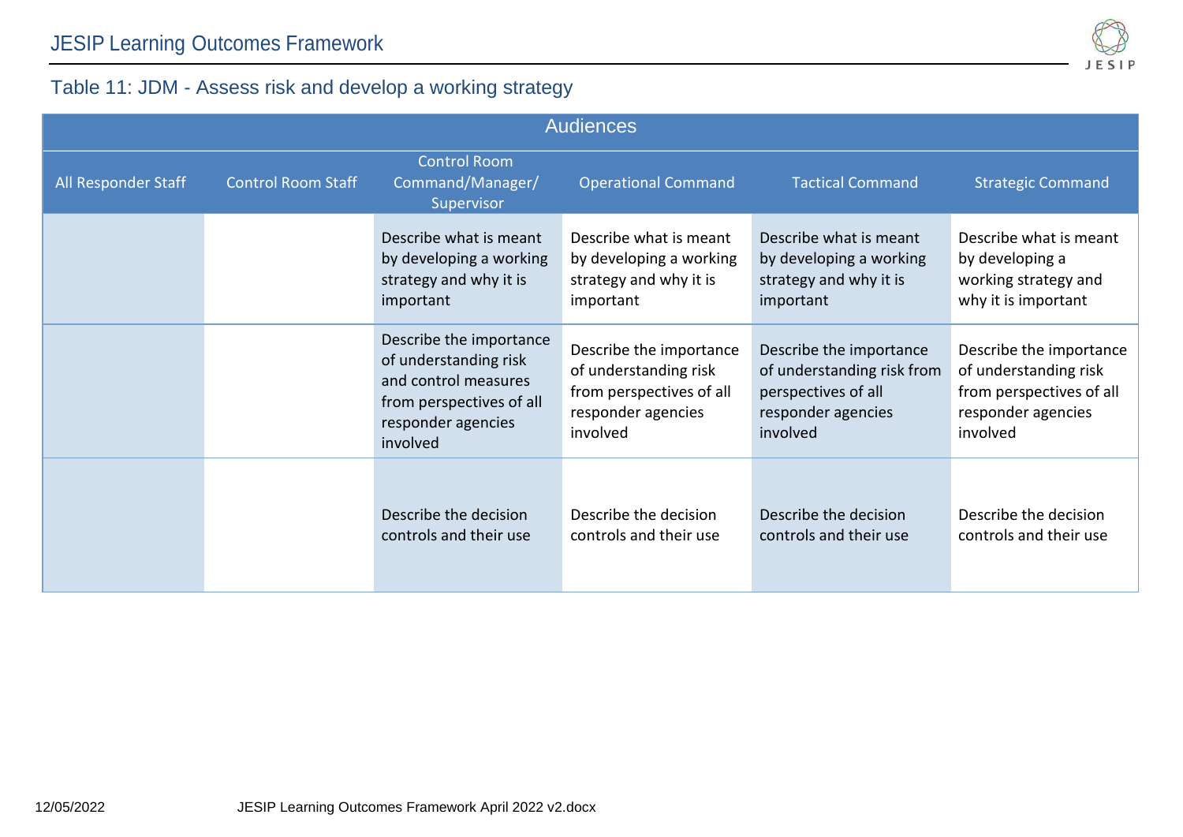## Table 11: JDM - Assess risk and develop a working strategy

| Audiences | | | | | |
|---|---|---|---|---|---|
| All Responder Staff | Control Room Staff | Control Room Command/Manager/ Supervisor | Operational Command | Tactical Command | Strategic Command |
| | | Describe what is meant by developing a working strategy and why it is important | Describe what is meant by developing a working strategy and why it is important | Describe what is meant by developing a working strategy and why it is important | Describe what is meant by developing a working strategy and why it is important |
| | | Describe the importance of understanding risk and control measures from perspectives of all responder agencies involved | Describe the importance of understanding risk from perspectives of all responder agencies involved | Describe the importance of understanding risk from perspectives of all responder agencies involved | Describe the importance of understanding risk from perspectives of all responder agencies involved |
| | | Describe the decision controls and their use | Describe the decision controls and their use | Describe the decision controls and their use | Describe the decision controls and their use |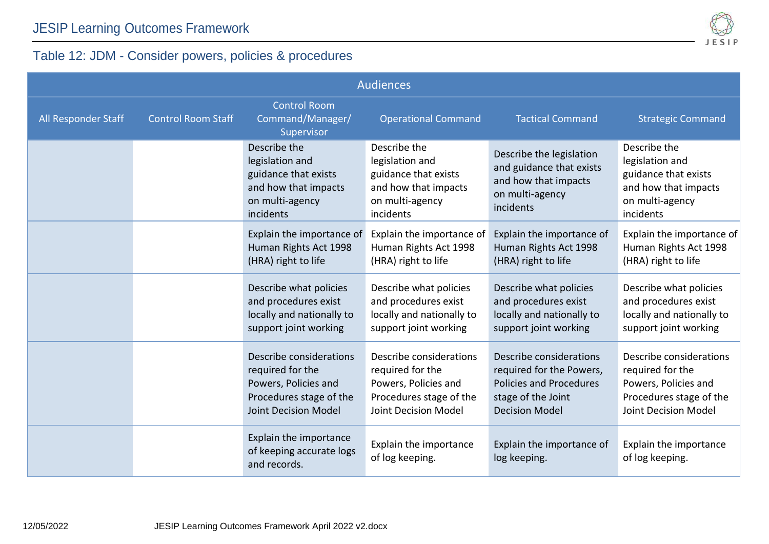## Table 12: JDM - Consider powers, policies & procedures

| Audiences | | | | | |
|---|---|---|---|---|---|
| All Responder Staff | Control Room Staff | Control Room Command/Manager/ Supervisor | Operational Command | Tactical Command | Strategic Command |
| | | Describe the legislation and guidance that exists and how that impacts on multi-agency incidents | Describe the legislation and guidance that exists and how that impacts on multi-agency incidents | Describe the legislation and guidance that exists and how that impacts on multi-agency incidents | Describe the legislation and guidance that exists and how that impacts on multi-agency incidents |
| | | Explain the importance of Human Rights Act 1998 (HRA) right to life | Explain the importance of Human Rights Act 1998 (HRA) right to life | Explain the importance of Human Rights Act 1998 (HRA) right to life | Explain the importance of Human Rights Act 1998 (HRA) right to life |
| | | Describe what policies and procedures exist locally and nationally to support joint working | Describe what policies and procedures exist locally and nationally to support joint working | Describe what policies and procedures exist locally and nationally to support joint working | Describe what policies and procedures exist locally and nationally to support joint working |
| | | Describe considerations required for the Powers, Policies and Procedures stage of the Joint Decision Model | Describe considerations required for the Powers, Policies and Procedures stage of the Joint Decision Model | Describe considerations required for the Powers, Policies and Procedures stage of the Joint Decision Model | Describe considerations required for the Powers, Policies and Procedures stage of the Joint Decision Model |
| | | Explain the importance of keeping accurate logs and records. | Explain the importance of log keeping. | Explain the importance of log keeping. | Explain the importance of log keeping. |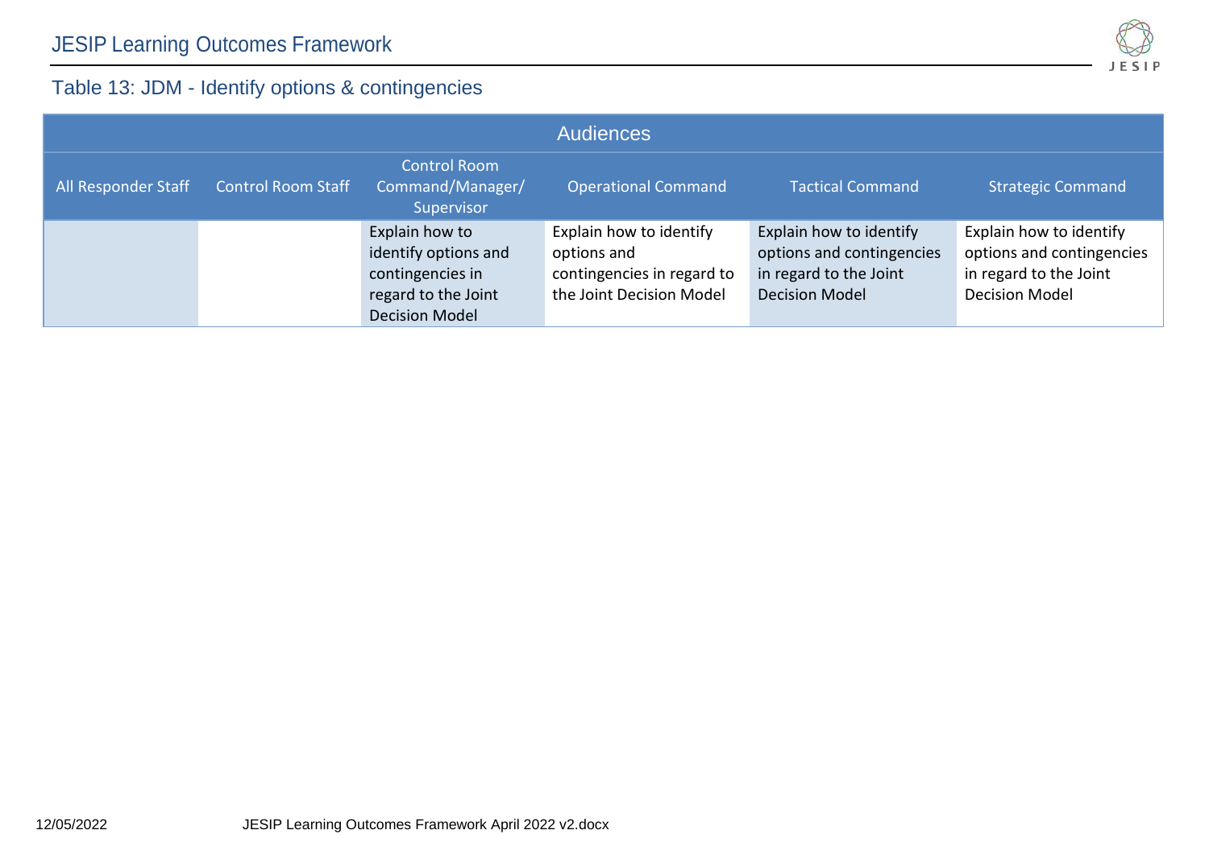## Table 13: JDM - Identify options & contingencies

| Audiences | | | | | |
|---|---|---|---|---|---|
| All Responder Staff | Control Room Staff | Control Room Command/Manager/ Supervisor | Operational Command | Tactical Command | Strategic Command |
| | | Explain how to identify options and contingencies in regard to the Joint Decision Model | Explain how to identify options and contingencies in regard to the Joint Decision Model | Explain how to identify options and contingencies in regard to the Joint Decision Model | Explain how to identify options and contingencies in regard to the Joint Decision Model |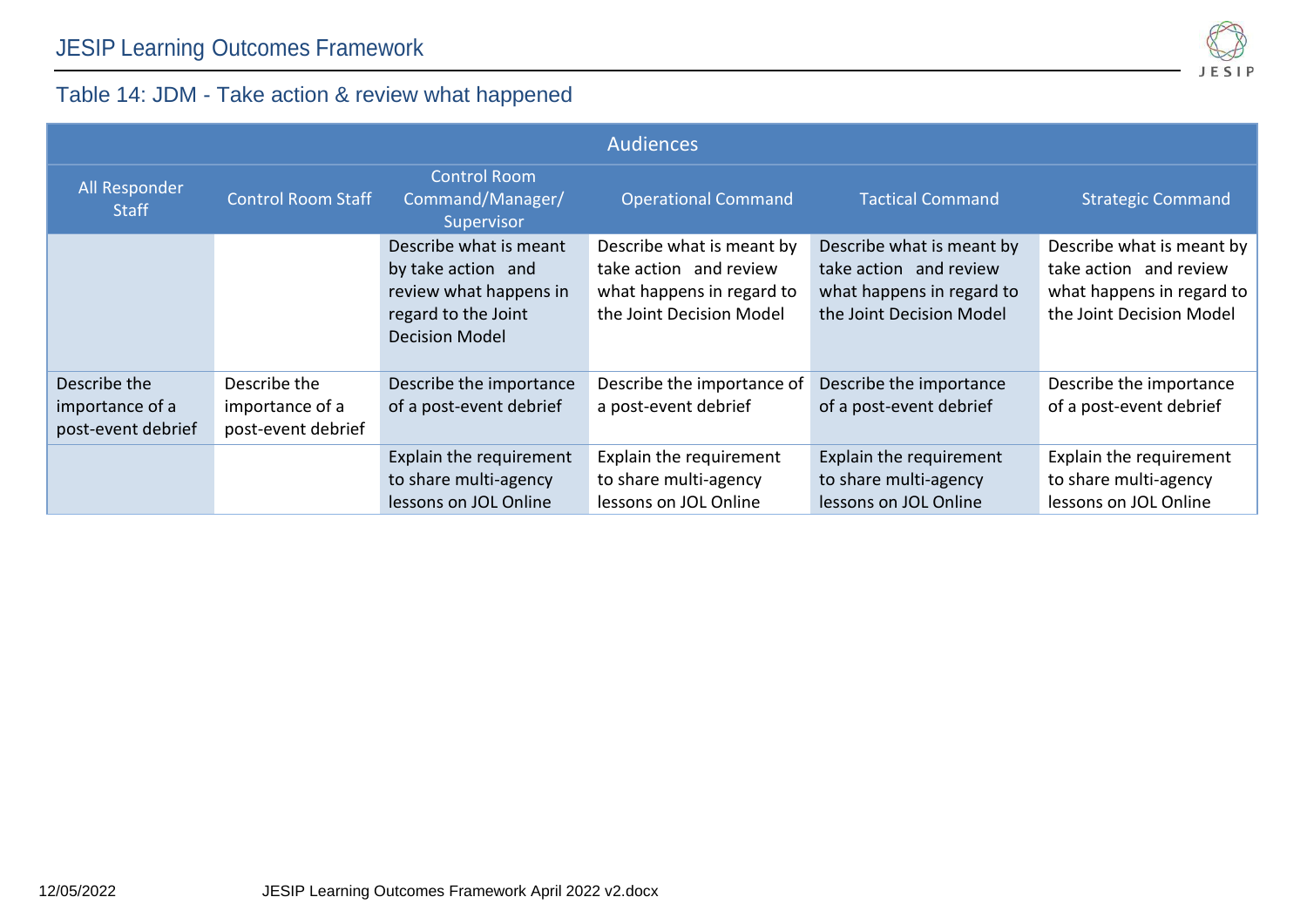## Table 14: JDM - Take action & review what happened

| Audiences | | | | | |
|---|---|---|---|---|---|
| All Responder Staff | Control Room Staff | Control Room Command/Manager/ Supervisor | Operational Command | Tactical Command | Strategic Command |
| | | Describe what is meant by take action and review what happens in regard to the Joint Decision Model | Describe what is meant by take action and review what happens in regard to the Joint Decision Model | Describe what is meant by take action and review what happens in regard to the Joint Decision Model | Describe what is meant by take action and review what happens in regard to the Joint Decision Model |
| Describe the importance of a post-event debrief | Describe the importance of a post-event debrief | Describe the importance of a post-event debrief | Describe the importance of a post-event debrief | Describe the importance of a post-event debrief | Describe the importance of a post-event debrief |
| | | Explain the requirement to share multi-agency lessons on JOL Online | Explain the requirement to share multi-agency lessons on JOL Online | Explain the requirement to share multi-agency lessons on JOL Online | Explain the requirement to share multi-agency lessons on JOL Online |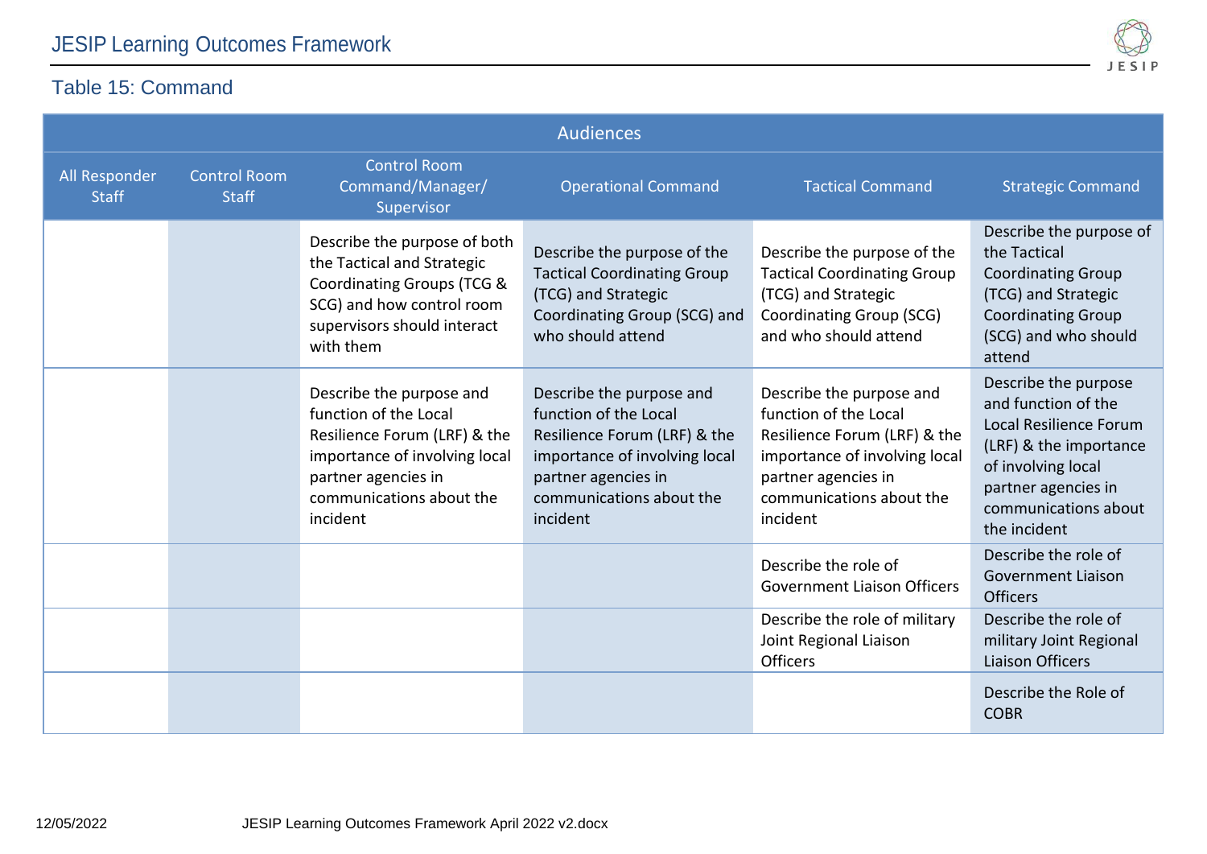## Table 15: Command

| Audiences | | | | | |
|---|---|---|---|---|---|
| All Responder Staff | Control Room Staff | Control Room Command/Manager/ Supervisor | Operational Command | Tactical Command | Strategic Command |
| | | Describe the purpose of both the Tactical and Strategic Coordinating Groups (TCG & SCG) and how control room supervisors should interact with them | Describe the purpose of the Tactical Coordinating Group (TCG) and Strategic Coordinating Group (SCG) and who should attend | Describe the purpose of the Tactical Coordinating Group (TCG) and Strategic Coordinating Group (SCG) and who should attend | Describe the purpose of the Tactical Coordinating Group (TCG) and Strategic Coordinating Group (SCG) and who should attend |
| | | Describe the purpose and function of the Local Resilience Forum (LRF) & the importance of involving local partner agencies in communications about the incident | Describe the purpose and function of the Local Resilience Forum (LRF) & the importance of involving local partner agencies in communications about the incident | Describe the purpose and function of the Local Resilience Forum (LRF) & the importance of involving local partner agencies in communications about the incident | Describe the purpose and function of the Local Resilience Forum (LRF) & the importance of involving local partner agencies in communications about the incident |
| | | | | Describe the role of Government Liaison Officers | Describe the role of Government Liaison Officers |
| | | | | Describe the role of military Joint Regional Liaison Officers | Describe the role of military Joint Regional Liaison Officers |
| | | | | | Describe the Role of COBR |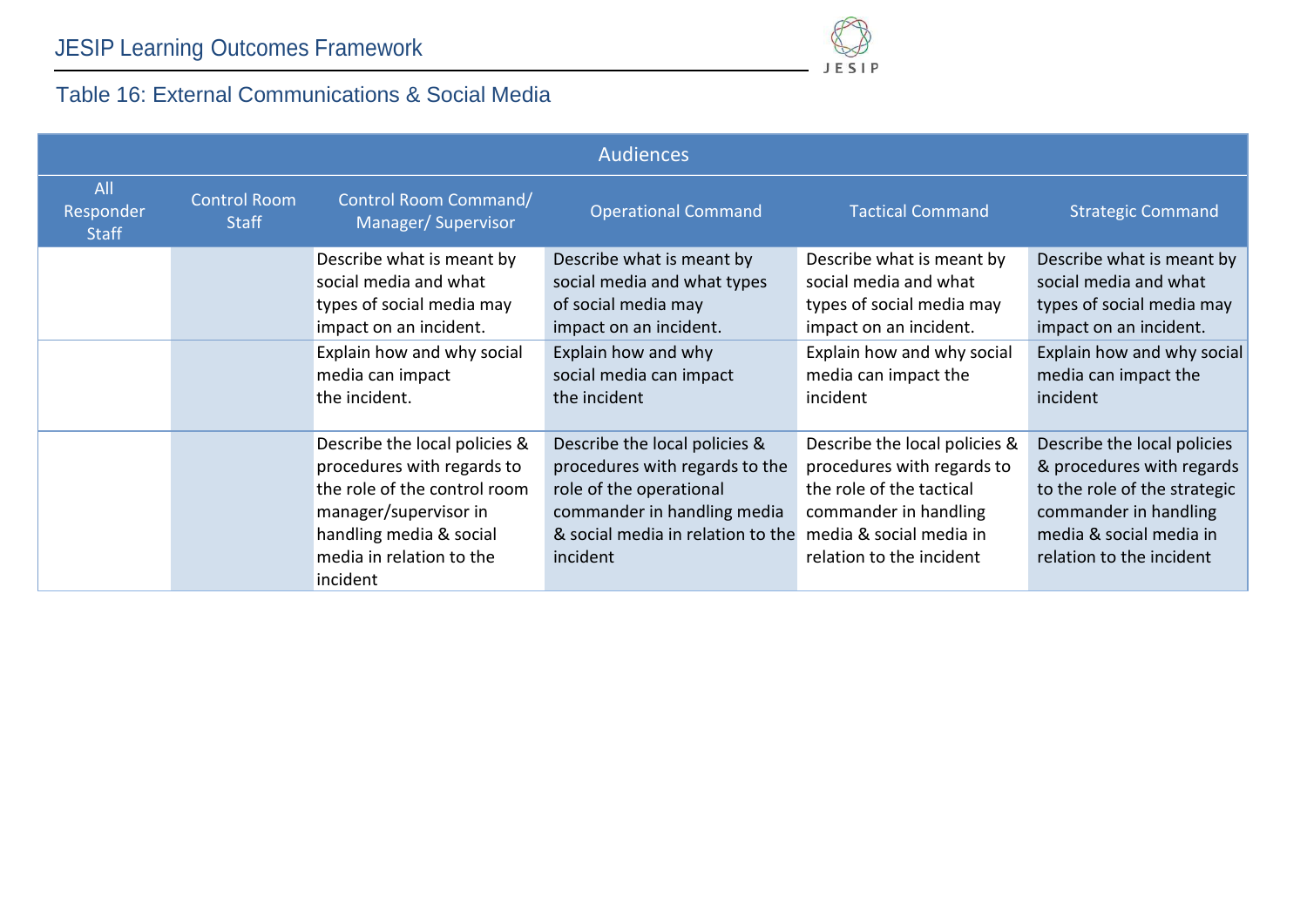## Table 16: External Communications & Social Media

| Audiences | | | | | |
|---|---|---|---|---|---|
| All Responder Staff | Control Room Staff | Control Room Command/ Manager/ Supervisor | Operational Command | Tactical Command | Strategic Command |
| | | Describe what is meant by social media and what types of social media may impact on an incident. | Describe what is meant by social media and what types of social media may impact on an incident. | Describe what is meant by social media and what types of social media may impact on an incident. | Describe what is meant by social media and what types of social media may impact on an incident. |
| | | Explain how and why social media can impact the incident. | Explain how and why social media can impact the incident | Explain how and why social media can impact the incident | Explain how and why social media can impact the incident |
| | | Describe the local policies & procedures with regards to the role of the control room manager/supervisor in handling media & social media in relation to the incident | Describe the local policies & procedures with regards to the role of the operational commander in handling media & social media in relation to the incident | Describe the local policies & procedures with regards to the role of the tactical commander in handling media & social media in relation to the incident | Describe the local policies & procedures with regards to the role of the strategic commander in handling media & social media in relation to the incident |